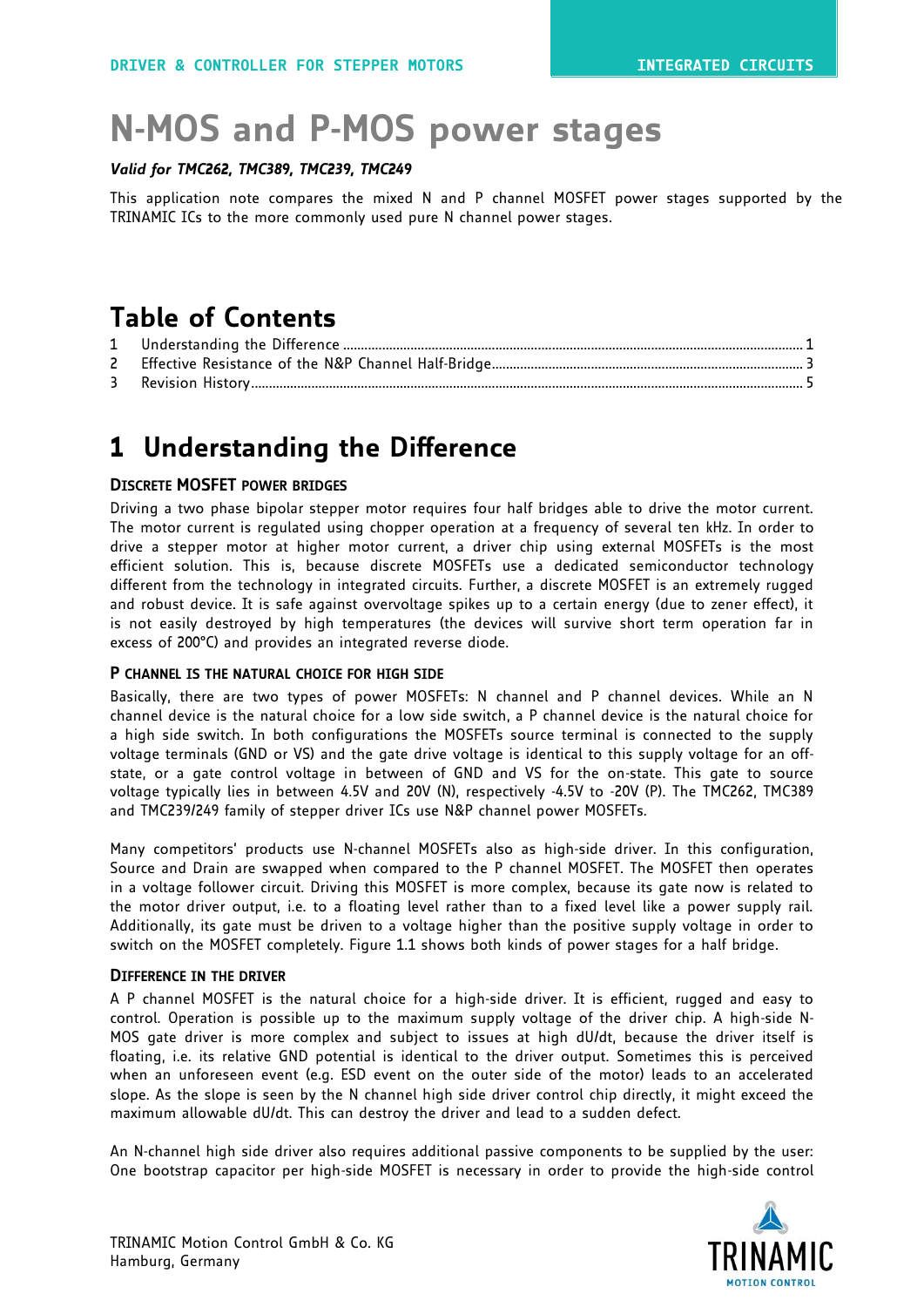# N-MOS and P-MOS power stages

***Valid for TMC262, TMC389, TMC239, TMC249***

This application note compares the mixed N and P channel MOSFET power stages supported by the TRINAMIC ICs to the more commonly used pure N channel power stages.

## Table of Contents

1 Understanding the Difference ........ 1
2 Effective Resistance of the N&P Channel Half-Bridge ........ 3
3 Revision History ........ 5

# 1 Understanding the Difference

### Discrete MOSFET power bridges

Driving a two phase bipolar stepper motor requires four half bridges able to drive the motor current. The motor current is regulated using chopper operation at a frequency of several ten kHz. In order to drive a stepper motor at higher motor current, a driver chip using external MOSFETs is the most efficient solution. This is, because discrete MOSFETs use a dedicated semiconductor technology different from the technology in integrated circuits. Further, a discrete MOSFET is an extremely rugged and robust device. It is safe against overvoltage spikes up to a certain energy (due to zener effect), it is not easily destroyed by high temperatures (the devices will survive short term operation far in excess of 200°C) and provides an integrated reverse diode.

### P channel is the natural choice for high side

Basically, there are two types of power MOSFETs: N channel and P channel devices. While an N channel device is the natural choice for a low side switch, a P channel device is the natural choice for a high side switch. In both configurations the MOSFETs source terminal is connected to the supply voltage terminals (GND or VS) and the gate drive voltage is identical to this supply voltage for an off-state, or a gate control voltage in between of GND and VS for the on-state. This gate to source voltage typically lies in between 4.5V and 20V (N), respectively -4.5V to -20V (P). The TMC262, TMC389 and TMC239/249 family of stepper driver ICs use N&P channel power MOSFETs.

Many competitors' products use N-channel MOSFETs also as high-side driver. In this configuration, Source and Drain are swapped when compared to the P channel MOSFET. The MOSFET then operates in a voltage follower circuit. Driving this MOSFET is more complex, because its gate now is related to the motor driver output, i.e. to a floating level rather than to a fixed level like a power supply rail. Additionally, its gate must be driven to a voltage higher than the positive supply voltage in order to switch on the MOSFET completely. Figure 1.1 shows both kinds of power stages for a half bridge.

### Difference in the driver

A P channel MOSFET is the natural choice for a high-side driver. It is efficient, rugged and easy to control. Operation is possible up to the maximum supply voltage of the driver chip. A high-side N-MOS gate driver is more complex and subject to issues at high dU/dt, because the driver itself is floating, i.e. its relative GND potential is identical to the driver output. Sometimes this is perceived when an unforeseen event (e.g. ESD event on the outer side of the motor) leads to an accelerated slope. As the slope is seen by the N channel high side driver control chip directly, it might exceed the maximum allowable dU/dt. This can destroy the driver and lead to a sudden defect.

An N-channel high side driver also requires additional passive components to be supplied by the user: One bootstrap capacitor per high-side MOSFET is necessary in order to provide the high-side control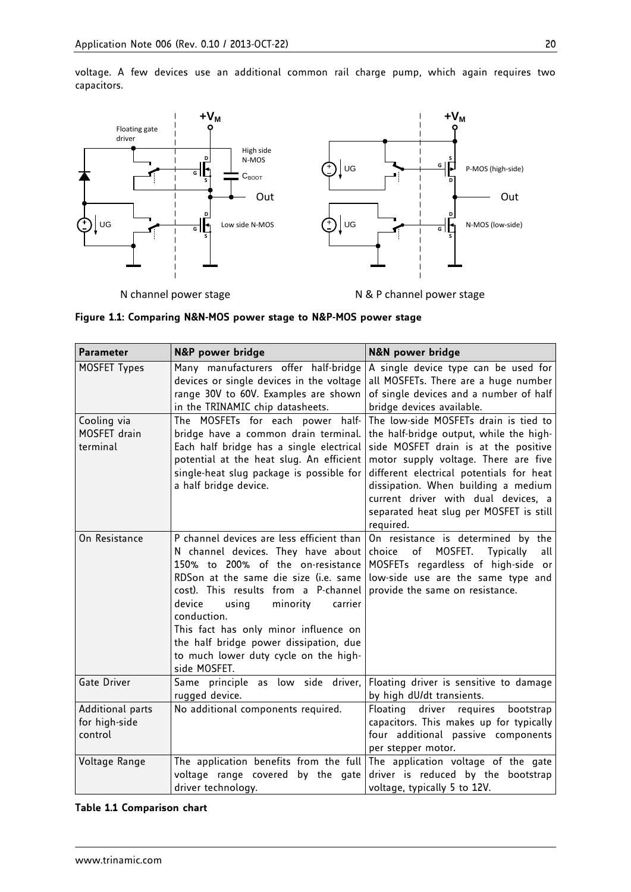voltage. A few devices use an additional common rail charge pump, which again requires two capacitors.

N channel power stage N & P channel power stage

**Figure 1.1: Comparing N&N-MOS power stage to N&P-MOS power stage**

| **Parameter** | **N&P power bridge** | **N&N power bridge** |
|---|---|---|
| MOSFET Types | Many manufacturers offer half-bridge devices or single devices in the voltage range 30V to 60V. Examples are shown in the TRINAMIC chip datasheets. | A single device type can be used for all MOSFETs. There are a huge number of single devices and a number of half bridge devices available. |
| Cooling via MOSFET drain terminal | The MOSFETs for each power half-bridge have a common drain terminal. Each half bridge has a single electrical potential at the heat slug. An efficient single-heat slug package is possible for a half bridge device. | The low-side MOSFETs drain is tied to the half-bridge output, while the high-side MOSFET drain is at the positive motor supply voltage. There are five different electrical potentials for heat dissipation. When building a medium current driver with dual devices, a separated heat slug per MOSFET is still required. |
| On Resistance | P channel devices are less efficient than N channel devices. They have about 150% to 200% of the on-resistance RDSon at the same die size (i.e. same cost). This results from a P-channel device using minority carrier conduction.<br>This fact has only minor influence on the half bridge power dissipation, due to much lower duty cycle on the high-side MOSFET. | On resistance is determined by the choice of MOSFET. Typically all MOSFETs regardless of high-side or low-side use are the same type and provide the same on resistance. |
| Gate Driver | Same principle as low side driver, rugged device. | Floating driver is sensitive to damage by high dU/dt transients. |
| Additional parts for high-side control | No additional components required. | Floating driver requires bootstrap capacitors. This makes up for typically four additional passive components per stepper motor. |
| Voltage Range | The application benefits from the full voltage range covered by the gate driver technology. | The application voltage of the gate driver is reduced by the bootstrap voltage, typically 5 to 12V. |

**Table 1.1 Comparison chart**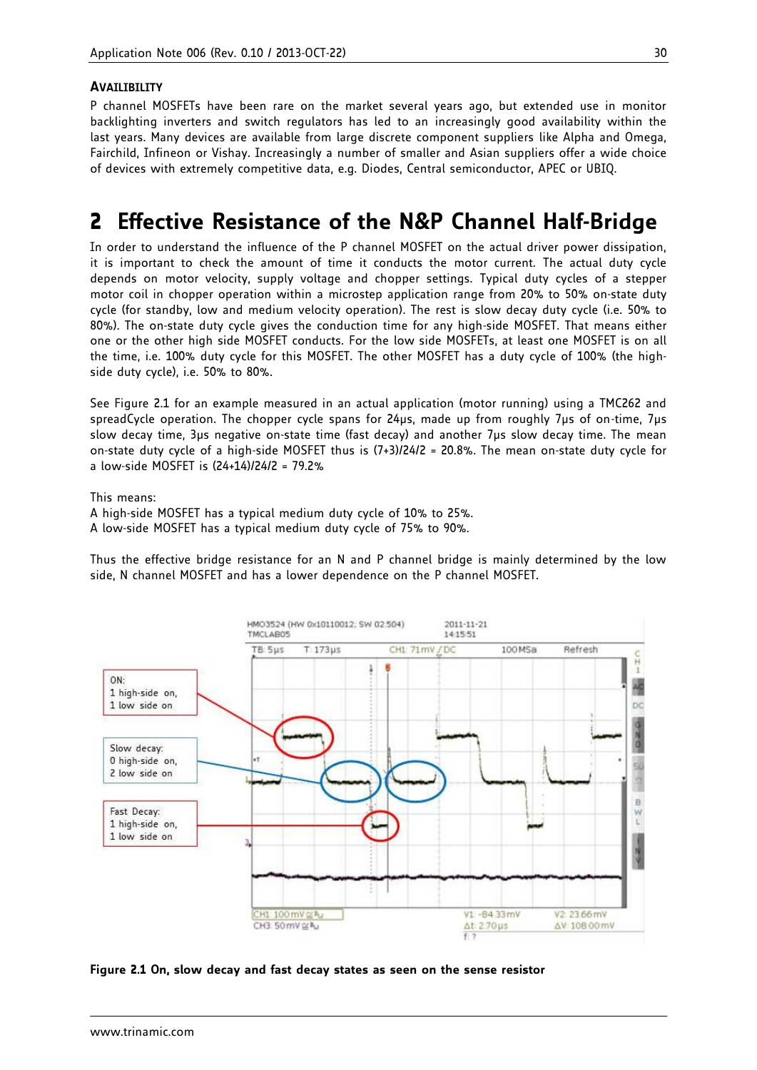### AVAILIBILITY

P channel MOSFETs have been rare on the market several years ago, but extended use in monitor backlighting inverters and switch regulators has led to an increasingly good availability within the last years. Many devices are available from large discrete component suppliers like Alpha and Omega, Fairchild, Infineon or Vishay. Increasingly a number of smaller and Asian suppliers offer a wide choice of devices with extremely competitive data, e.g. Diodes, Central semiconductor, APEC or UBIQ.

# 2 Effective Resistance of the N&P Channel Half-Bridge

In order to understand the influence of the P channel MOSFET on the actual driver power dissipation, it is important to check the amount of time it conducts the motor current. The actual duty cycle depends on motor velocity, supply voltage and chopper settings. Typical duty cycles of a stepper motor coil in chopper operation within a microstep application range from 20% to 50% on-state duty cycle (for standby, low and medium velocity operation). The rest is slow decay duty cycle (i.e. 50% to 80%). The on-state duty cycle gives the conduction time for any high-side MOSFET. That means either one or the other high side MOSFET conducts. For the low side MOSFETs, at least one MOSFET is on all the time, i.e. 100% duty cycle for this MOSFET. The other MOSFET has a duty cycle of 100% (the high-side duty cycle), i.e. 50% to 80%.

See Figure 2.1 for an example measured in an actual application (motor running) using a TMC262 and spreadCycle operation. The chopper cycle spans for 24µs, made up from roughly 7µs of on-time, 7µs slow decay time, 3µs negative on-state time (fast decay) and another 7µs slow decay time. The mean on-state duty cycle of a high-side MOSFET thus is (7+3)/24/2 = 20.8%. The mean on-state duty cycle for a low-side MOSFET is (24+14)/24/2 = 79.2%

This means:
A high-side MOSFET has a typical medium duty cycle of 10% to 25%.
A low-side MOSFET has a typical medium duty cycle of 75% to 90%.

Thus the effective bridge resistance for an N and P channel bridge is mainly determined by the low side, N channel MOSFET and has a lower dependence on the P channel MOSFET.

ON: 1 high-side on, 1 low side on

Slow decay: 0 high-side on, 2 low side on

Fast Decay: 1 high-side on, 1 low side on

**Figure 2.1 On, slow decay and fast decay states as seen on the sense resistor**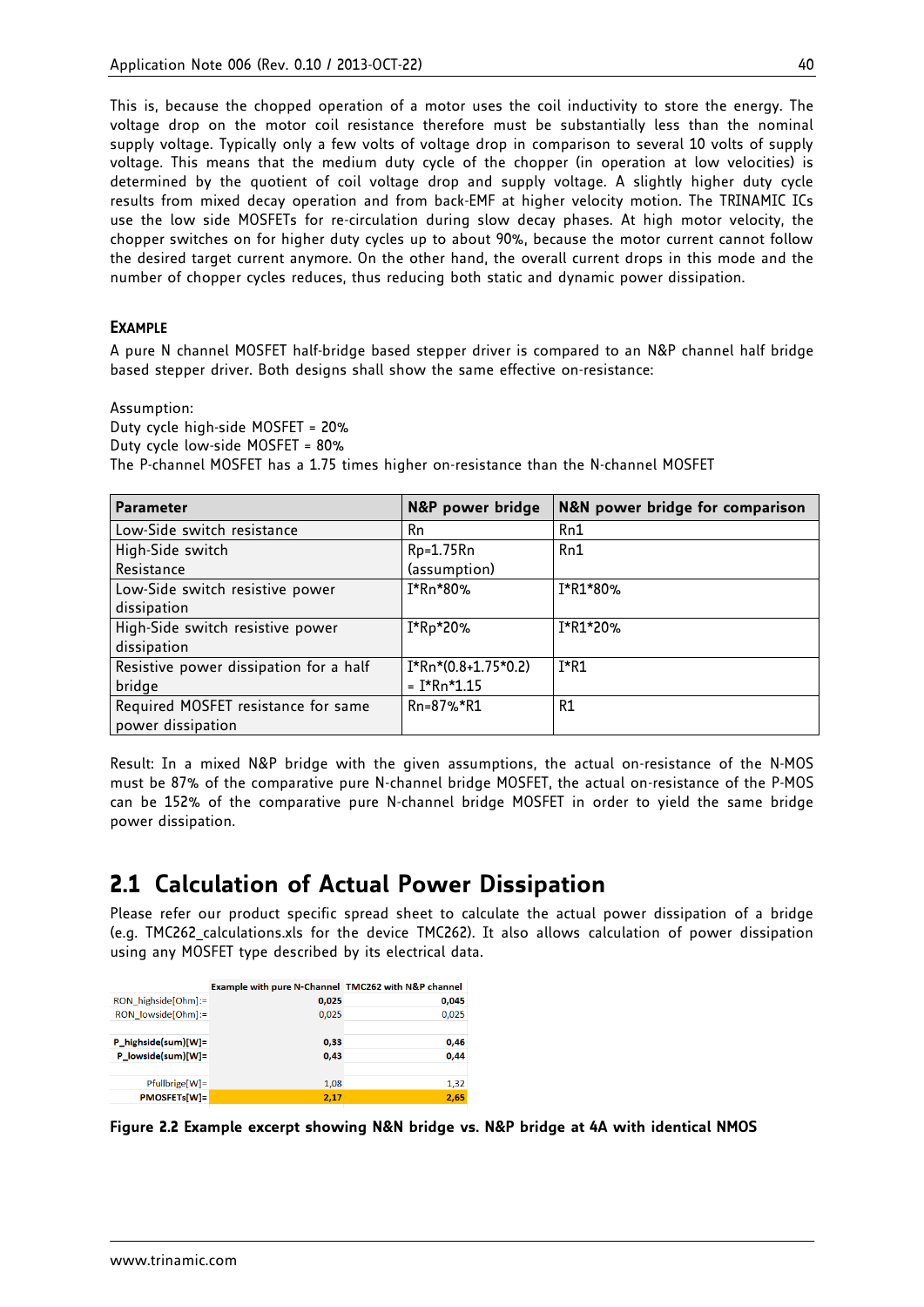This is, because the chopped operation of a motor uses the coil inductivity to store the energy. The voltage drop on the motor coil resistance therefore must be substantially less than the nominal supply voltage. Typically only a few volts of voltage drop in comparison to several 10 volts of supply voltage. This means that the medium duty cycle of the chopper (in operation at low velocities) is determined by the quotient of coil voltage drop and supply voltage. A slightly higher duty cycle results from mixed decay operation and from back-EMF at higher velocity motion. The TRINAMIC ICs use the low side MOSFETs for re-circulation during slow decay phases. At high motor velocity, the chopper switches on for higher duty cycles up to about 90%, because the motor current cannot follow the desired target current anymore. On the other hand, the overall current drops in this mode and the number of chopper cycles reduces, thus reducing both static and dynamic power dissipation.

#### EXAMPLE

A pure N channel MOSFET half-bridge based stepper driver is compared to an N&P channel half bridge based stepper driver. Both designs shall show the same effective on-resistance:

Assumption:
Duty cycle high-side MOSFET = 20%
Duty cycle low-side MOSFET = 80%
The P-channel MOSFET has a 1.75 times higher on-resistance than the N-channel MOSFET

| Parameter | N&P power bridge | N&N power bridge for comparison |
|---|---|---|
| Low-Side switch resistance | Rn | Rn1 |
| High-Side switch Resistance | Rp=1.75Rn (assumption) | Rn1 |
| Low-Side switch resistive power dissipation | I*Rn*80% | I*R1*80% |
| High-Side switch resistive power dissipation | I*Rp*20% | I*R1*20% |
| Resistive power dissipation for a half bridge | I*Rn*(0.8+1.75*0.2) = I*Rn*1.15 | I*R1 |
| Required MOSFET resistance for same power dissipation | Rn=87%*R1 | R1 |

Result: In a mixed N&P bridge with the given assumptions, the actual on-resistance of the N-MOS must be 87% of the comparative pure N-channel bridge MOSFET, the actual on-resistance of the P-MOS can be 152% of the comparative pure N-channel bridge MOSFET in order to yield the same bridge power dissipation.

## 2.1 Calculation of Actual Power Dissipation

Please refer our product specific spread sheet to calculate the actual power dissipation of a bridge (e.g. TMC262_calculations.xls for the device TMC262). It also allows calculation of power dissipation using any MOSFET type described by its electrical data.

| | Example with pure N-Channel | TMC262 with N&P channel |
|---|---|---|
| RON_highside[Ohm]:= | 0,025 | 0,045 |
| RON_lowside[Ohm]:= | 0,025 | 0,025 |
| | | |
| P_highside(sum)[W]= | 0,33 | 0,46 |
| P_lowside(sum)[W]= | 0,43 | 0,44 |
| | | |
| Pfullbrige[W]= | 1,08 | 1,32 |
| PMOSFETs[W]= | 2,17 | 2,65 |

**Figure 2.2 Example excerpt showing N&N bridge vs. N&P bridge at 4A with identical NMOS**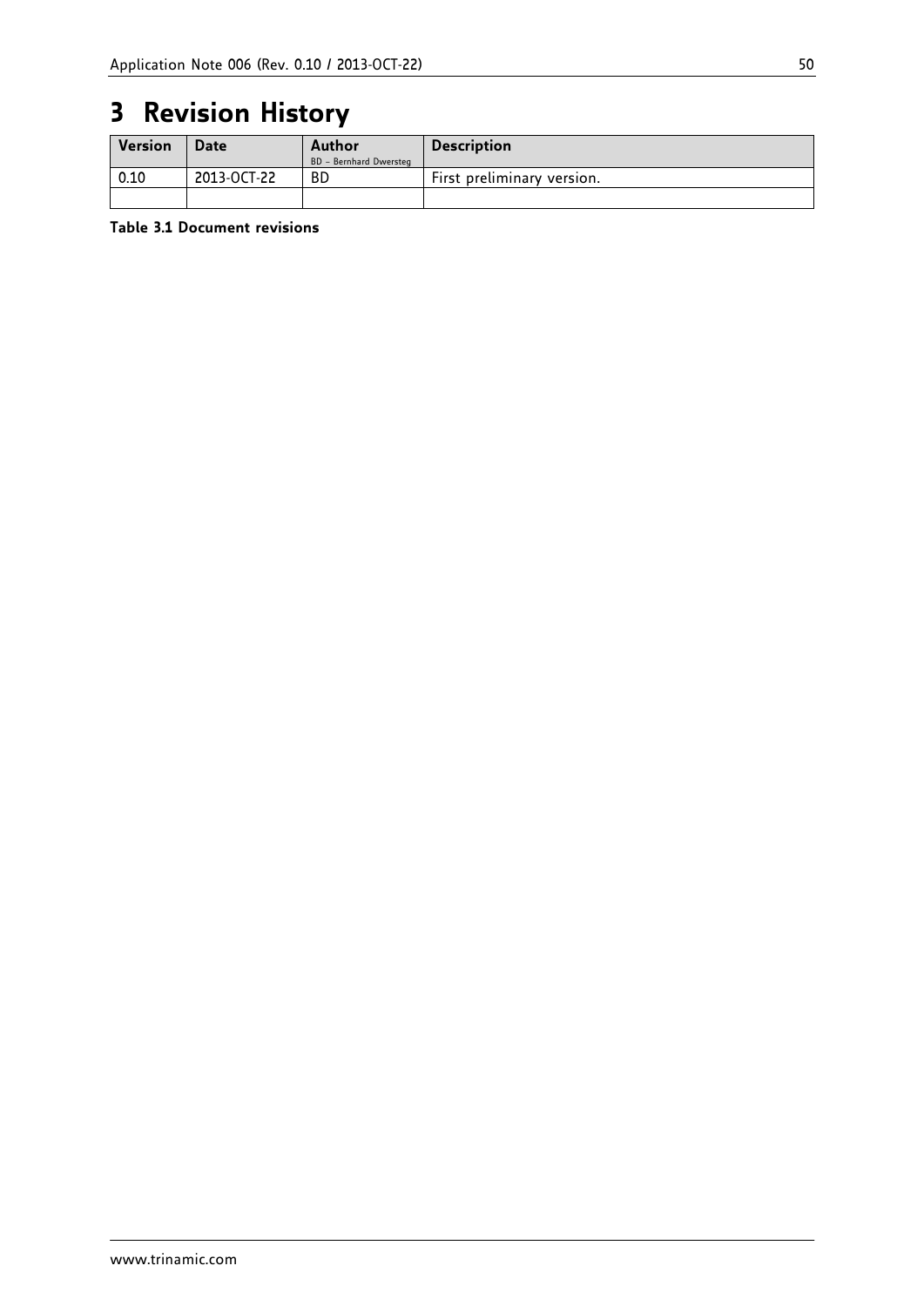# 3 Revision History

| Version | Date | Author<br>BD – Bernhard Dwersteg | Description |
|---|---|---|---|
| 0.10 | 2013-OCT-22 | BD | First preliminary version. |
| | | | |

**Table 3.1 Document revisions**